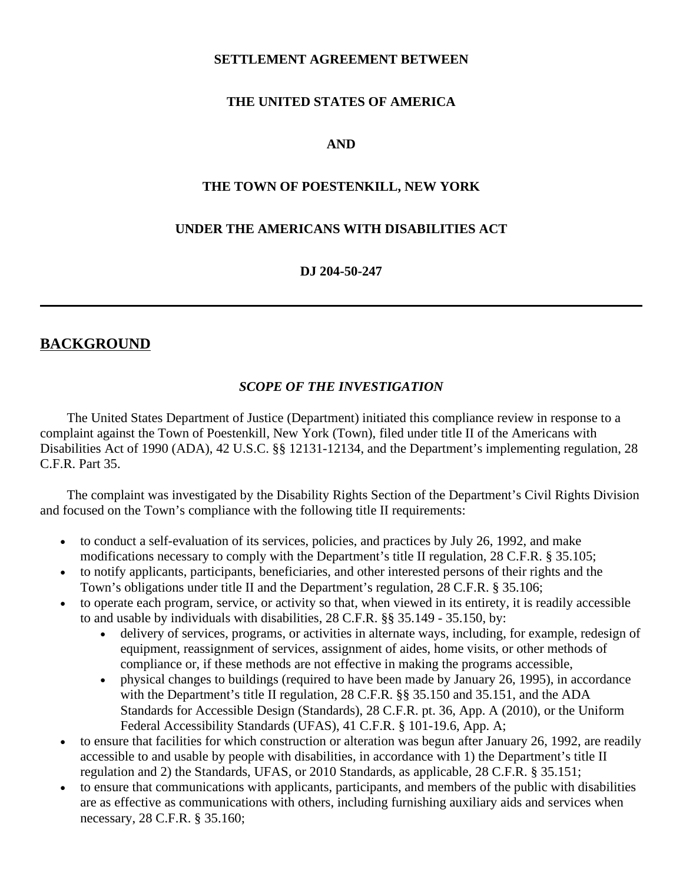**SETTLEMENT AGREEMENT BETWEEN**

**THE UNITED STATES OF AMERICA**

**AND**

**THE TOWN OF POESTENKILL, NEW YORK**

**UNDER THE AMERICANS WITH DISABILITIES ACT**

**DJ 204-50-247**

---

## BACKGROUND

### *SCOPE OF THE INVESTIGATION*

The United States Department of Justice (Department) initiated this compliance review in response to a complaint against the Town of Poestenkill, New York (Town), filed under title II of the Americans with Disabilities Act of 1990 (ADA), 42 U.S.C. §§ 12131-12134, and the Department's implementing regulation, 28 C.F.R. Part 35.

The complaint was investigated by the Disability Rights Section of the Department's Civil Rights Division and focused on the Town's compliance with the following title II requirements:

- to conduct a self-evaluation of its services, policies, and practices by July 26, 1992, and make modifications necessary to comply with the Department's title II regulation, 28 C.F.R. § 35.105;
- to notify applicants, participants, beneficiaries, and other interested persons of their rights and the Town's obligations under title II and the Department's regulation, 28 C.F.R. § 35.106;
- to operate each program, service, or activity so that, when viewed in its entirety, it is readily accessible to and usable by individuals with disabilities, 28 C.F.R. §§ 35.149 - 35.150, by:
  - delivery of services, programs, or activities in alternate ways, including, for example, redesign of equipment, reassignment of services, assignment of aides, home visits, or other methods of compliance or, if these methods are not effective in making the programs accessible,
  - physical changes to buildings (required to have been made by January 26, 1995), in accordance with the Department's title II regulation, 28 C.F.R. §§ 35.150 and 35.151, and the ADA Standards for Accessible Design (Standards), 28 C.F.R. pt. 36, App. A (2010), or the Uniform Federal Accessibility Standards (UFAS), 41 C.F.R. § 101-19.6, App. A;
- to ensure that facilities for which construction or alteration was begun after January 26, 1992, are readily accessible to and usable by people with disabilities, in accordance with 1) the Department's title II regulation and 2) the Standards, UFAS, or 2010 Standards, as applicable, 28 C.F.R. § 35.151;
- to ensure that communications with applicants, participants, and members of the public with disabilities are as effective as communications with others, including furnishing auxiliary aids and services when necessary, 28 C.F.R. § 35.160;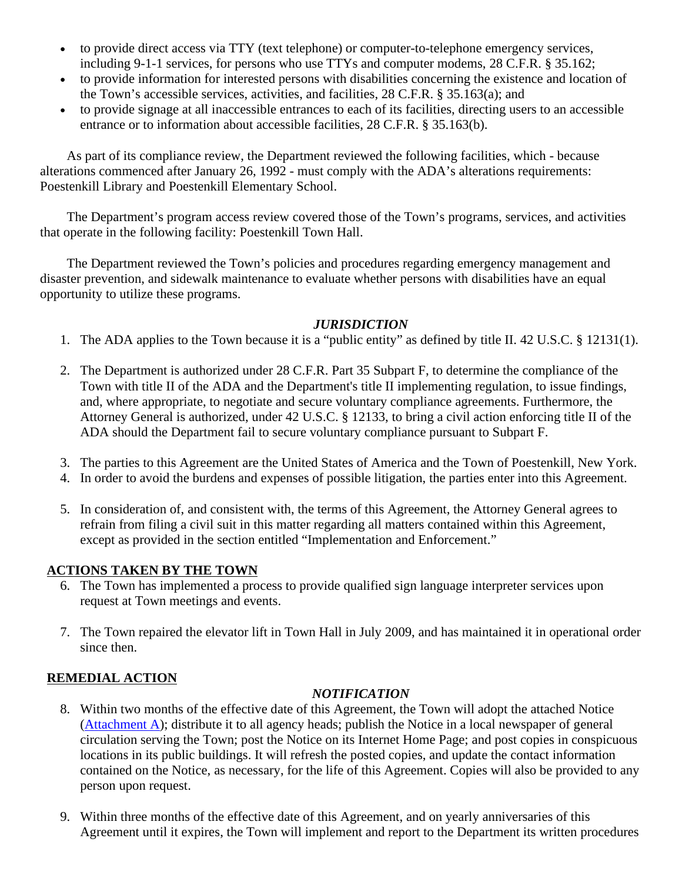- to provide direct access via TTY (text telephone) or computer-to-telephone emergency services, including 9-1-1 services, for persons who use TTYs and computer modems, 28 C.F.R. § 35.162;
- to provide information for interested persons with disabilities concerning the existence and location of the Town's accessible services, activities, and facilities, 28 C.F.R. § 35.163(a); and
- to provide signage at all inaccessible entrances to each of its facilities, directing users to an accessible entrance or to information about accessible facilities, 28 C.F.R. § 35.163(b).

As part of its compliance review, the Department reviewed the following facilities, which - because alterations commenced after January 26, 1992 - must comply with the ADA's alterations requirements: Poestenkill Library and Poestenkill Elementary School.

The Department's program access review covered those of the Town's programs, services, and activities that operate in the following facility: Poestenkill Town Hall.

The Department reviewed the Town's policies and procedures regarding emergency management and disaster prevention, and sidewalk maintenance to evaluate whether persons with disabilities have an equal opportunity to utilize these programs.

### *JURISDICTION*

1. The ADA applies to the Town because it is a "public entity" as defined by title II. 42 U.S.C. § 12131(1).

2. The Department is authorized under 28 C.F.R. Part 35 Subpart F, to determine the compliance of the Town with title II of the ADA and the Department's title II implementing regulation, to issue findings, and, where appropriate, to negotiate and secure voluntary compliance agreements. Furthermore, the Attorney General is authorized, under 42 U.S.C. § 12133, to bring a civil action enforcing title II of the ADA should the Department fail to secure voluntary compliance pursuant to Subpart F.

3. The parties to this Agreement are the United States of America and the Town of Poestenkill, New York.
4. In order to avoid the burdens and expenses of possible litigation, the parties enter into this Agreement.

5. In consideration of, and consistent with, the terms of this Agreement, the Attorney General agrees to refrain from filing a civil suit in this matter regarding all matters contained within this Agreement, except as provided in the section entitled "Implementation and Enforcement."

## ACTIONS TAKEN BY THE TOWN

6. The Town has implemented a process to provide qualified sign language interpreter services upon request at Town meetings and events.

7. The Town repaired the elevator lift in Town Hall in July 2009, and has maintained it in operational order since then.

## REMEDIAL ACTION

### *NOTIFICATION*

8. Within two months of the effective date of this Agreement, the Town will adopt the attached Notice (Attachment A); distribute it to all agency heads; publish the Notice in a local newspaper of general circulation serving the Town; post the Notice on its Internet Home Page; and post copies in conspicuous locations in its public buildings. It will refresh the posted copies, and update the contact information contained on the Notice, as necessary, for the life of this Agreement. Copies will also be provided to any person upon request.

9. Within three months of the effective date of this Agreement, and on yearly anniversaries of this Agreement until it expires, the Town will implement and report to the Department its written procedures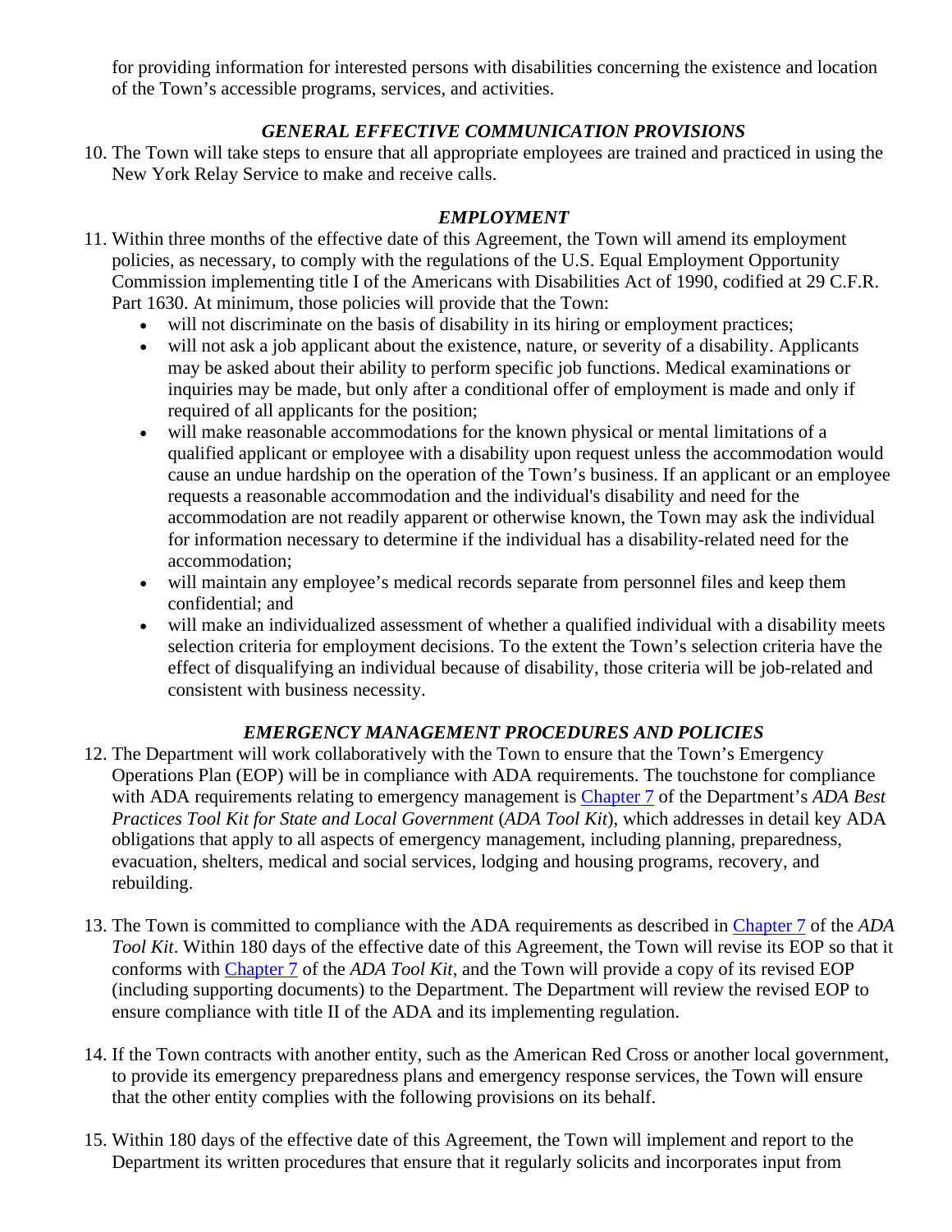for providing information for interested persons with disabilities concerning the existence and location of the Town's accessible programs, services, and activities.

### *GENERAL EFFECTIVE COMMUNICATION PROVISIONS*

10. The Town will take steps to ensure that all appropriate employees are trained and practiced in using the New York Relay Service to make and receive calls.

### *EMPLOYMENT*

11. Within three months of the effective date of this Agreement, the Town will amend its employment policies, as necessary, to comply with the regulations of the U.S. Equal Employment Opportunity Commission implementing title I of the Americans with Disabilities Act of 1990, codified at 29 C.F.R. Part 1630. At minimum, those policies will provide that the Town:
    - will not discriminate on the basis of disability in its hiring or employment practices;
    - will not ask a job applicant about the existence, nature, or severity of a disability. Applicants may be asked about their ability to perform specific job functions. Medical examinations or inquiries may be made, but only after a conditional offer of employment is made and only if required of all applicants for the position;
    - will make reasonable accommodations for the known physical or mental limitations of a qualified applicant or employee with a disability upon request unless the accommodation would cause an undue hardship on the operation of the Town's business. If an applicant or an employee requests a reasonable accommodation and the individual's disability and need for the accommodation are not readily apparent or otherwise known, the Town may ask the individual for information necessary to determine if the individual has a disability-related need for the accommodation;
    - will maintain any employee's medical records separate from personnel files and keep them confidential; and
    - will make an individualized assessment of whether a qualified individual with a disability meets selection criteria for employment decisions. To the extent the Town's selection criteria have the effect of disqualifying an individual because of disability, those criteria will be job-related and consistent with business necessity.

### *EMERGENCY MANAGEMENT PROCEDURES AND POLICIES*

12. The Department will work collaboratively with the Town to ensure that the Town's Emergency Operations Plan (EOP) will be in compliance with ADA requirements. The touchstone for compliance with ADA requirements relating to emergency management is Chapter 7 of the Department's *ADA Best Practices Tool Kit for State and Local Government* (*ADA Tool Kit*), which addresses in detail key ADA obligations that apply to all aspects of emergency management, including planning, preparedness, evacuation, shelters, medical and social services, lodging and housing programs, recovery, and rebuilding.

13. The Town is committed to compliance with the ADA requirements as described in Chapter 7 of the *ADA Tool Kit*. Within 180 days of the effective date of this Agreement, the Town will revise its EOP so that it conforms with Chapter 7 of the *ADA Tool Kit*, and the Town will provide a copy of its revised EOP (including supporting documents) to the Department. The Department will review the revised EOP to ensure compliance with title II of the ADA and its implementing regulation.

14. If the Town contracts with another entity, such as the American Red Cross or another local government, to provide its emergency preparedness plans and emergency response services, the Town will ensure that the other entity complies with the following provisions on its behalf.

15. Within 180 days of the effective date of this Agreement, the Town will implement and report to the Department its written procedures that ensure that it regularly solicits and incorporates input from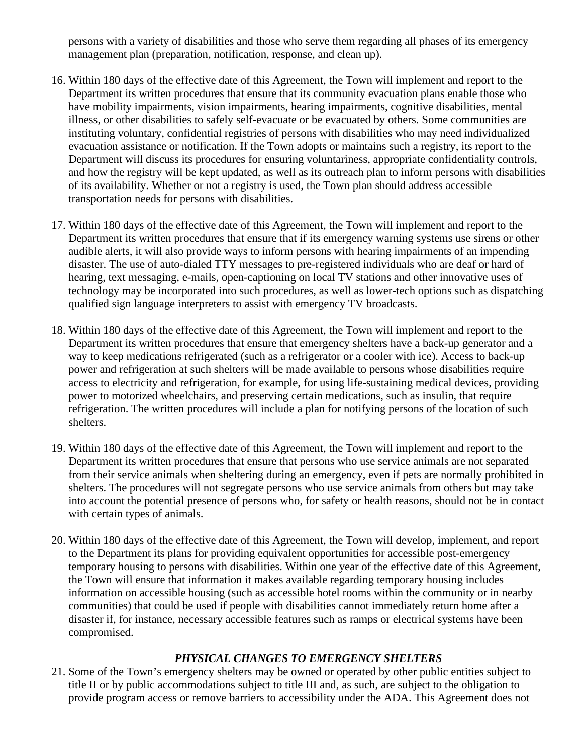persons with a variety of disabilities and those who serve them regarding all phases of its emergency management plan (preparation, notification, response, and clean up).

16. Within 180 days of the effective date of this Agreement, the Town will implement and report to the Department its written procedures that ensure that its community evacuation plans enable those who have mobility impairments, vision impairments, hearing impairments, cognitive disabilities, mental illness, or other disabilities to safely self-evacuate or be evacuated by others. Some communities are instituting voluntary, confidential registries of persons with disabilities who may need individualized evacuation assistance or notification. If the Town adopts or maintains such a registry, its report to the Department will discuss its procedures for ensuring voluntariness, appropriate confidentiality controls, and how the registry will be kept updated, as well as its outreach plan to inform persons with disabilities of its availability. Whether or not a registry is used, the Town plan should address accessible transportation needs for persons with disabilities.

17. Within 180 days of the effective date of this Agreement, the Town will implement and report to the Department its written procedures that ensure that if its emergency warning systems use sirens or other audible alerts, it will also provide ways to inform persons with hearing impairments of an impending disaster. The use of auto-dialed TTY messages to pre-registered individuals who are deaf or hard of hearing, text messaging, e-mails, open-captioning on local TV stations and other innovative uses of technology may be incorporated into such procedures, as well as lower-tech options such as dispatching qualified sign language interpreters to assist with emergency TV broadcasts.

18. Within 180 days of the effective date of this Agreement, the Town will implement and report to the Department its written procedures that ensure that emergency shelters have a back-up generator and a way to keep medications refrigerated (such as a refrigerator or a cooler with ice). Access to back-up power and refrigeration at such shelters will be made available to persons whose disabilities require access to electricity and refrigeration, for example, for using life-sustaining medical devices, providing power to motorized wheelchairs, and preserving certain medications, such as insulin, that require refrigeration. The written procedures will include a plan for notifying persons of the location of such shelters.

19. Within 180 days of the effective date of this Agreement, the Town will implement and report to the Department its written procedures that ensure that persons who use service animals are not separated from their service animals when sheltering during an emergency, even if pets are normally prohibited in shelters. The procedures will not segregate persons who use service animals from others but may take into account the potential presence of persons who, for safety or health reasons, should not be in contact with certain types of animals.

20. Within 180 days of the effective date of this Agreement, the Town will develop, implement, and report to the Department its plans for providing equivalent opportunities for accessible post-emergency temporary housing to persons with disabilities. Within one year of the effective date of this Agreement, the Town will ensure that information it makes available regarding temporary housing includes information on accessible housing (such as accessible hotel rooms within the community or in nearby communities) that could be used if people with disabilities cannot immediately return home after a disaster if, for instance, necessary accessible features such as ramps or electrical systems have been compromised.

### ***PHYSICAL CHANGES TO EMERGENCY SHELTERS***

21. Some of the Town's emergency shelters may be owned or operated by other public entities subject to title II or by public accommodations subject to title III and, as such, are subject to the obligation to provide program access or remove barriers to accessibility under the ADA. This Agreement does not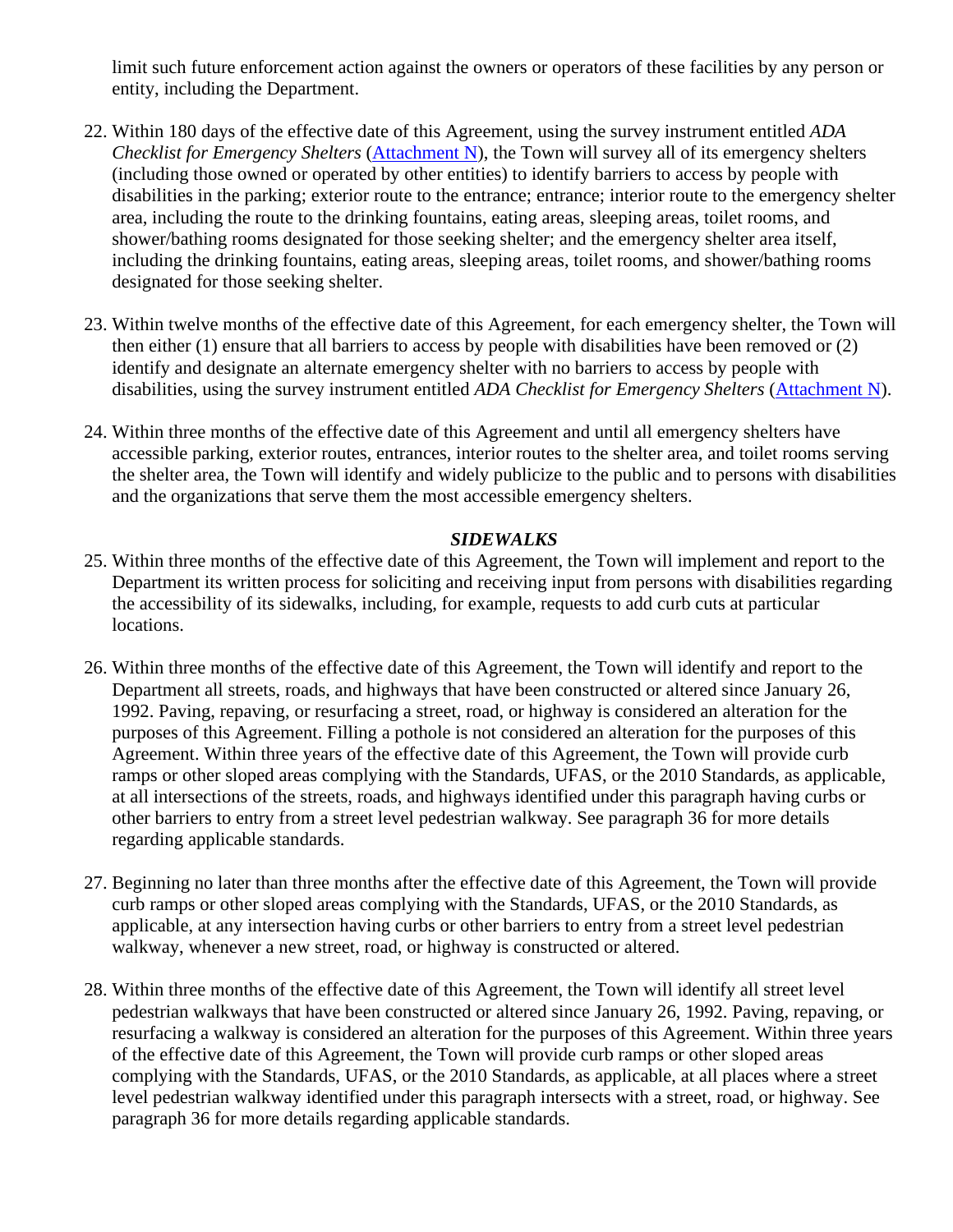limit such future enforcement action against the owners or operators of these facilities by any person or entity, including the Department.

22. Within 180 days of the effective date of this Agreement, using the survey instrument entitled *ADA Checklist for Emergency Shelters* (Attachment N), the Town will survey all of its emergency shelters (including those owned or operated by other entities) to identify barriers to access by people with disabilities in the parking; exterior route to the entrance; entrance; interior route to the emergency shelter area, including the route to the drinking fountains, eating areas, sleeping areas, toilet rooms, and shower/bathing rooms designated for those seeking shelter; and the emergency shelter area itself, including the drinking fountains, eating areas, sleeping areas, toilet rooms, and shower/bathing rooms designated for those seeking shelter.

23. Within twelve months of the effective date of this Agreement, for each emergency shelter, the Town will then either (1) ensure that all barriers to access by people with disabilities have been removed or (2) identify and designate an alternate emergency shelter with no barriers to access by people with disabilities, using the survey instrument entitled *ADA Checklist for Emergency Shelters* (Attachment N).

24. Within three months of the effective date of this Agreement and until all emergency shelters have accessible parking, exterior routes, entrances, interior routes to the shelter area, and toilet rooms serving the shelter area, the Town will identify and widely publicize to the public and to persons with disabilities and the organizations that serve them the most accessible emergency shelters.

### ***SIDEWALKS***

25. Within three months of the effective date of this Agreement, the Town will implement and report to the Department its written process for soliciting and receiving input from persons with disabilities regarding the accessibility of its sidewalks, including, for example, requests to add curb cuts at particular locations.

26. Within three months of the effective date of this Agreement, the Town will identify and report to the Department all streets, roads, and highways that have been constructed or altered since January 26, 1992. Paving, repaving, or resurfacing a street, road, or highway is considered an alteration for the purposes of this Agreement. Filling a pothole is not considered an alteration for the purposes of this Agreement. Within three years of the effective date of this Agreement, the Town will provide curb ramps or other sloped areas complying with the Standards, UFAS, or the 2010 Standards, as applicable, at all intersections of the streets, roads, and highways identified under this paragraph having curbs or other barriers to entry from a street level pedestrian walkway. See paragraph 36 for more details regarding applicable standards.

27. Beginning no later than three months after the effective date of this Agreement, the Town will provide curb ramps or other sloped areas complying with the Standards, UFAS, or the 2010 Standards, as applicable, at any intersection having curbs or other barriers to entry from a street level pedestrian walkway, whenever a new street, road, or highway is constructed or altered.

28. Within three months of the effective date of this Agreement, the Town will identify all street level pedestrian walkways that have been constructed or altered since January 26, 1992. Paving, repaving, or resurfacing a walkway is considered an alteration for the purposes of this Agreement. Within three years of the effective date of this Agreement, the Town will provide curb ramps or other sloped areas complying with the Standards, UFAS, or the 2010 Standards, as applicable, at all places where a street level pedestrian walkway identified under this paragraph intersects with a street, road, or highway. See paragraph 36 for more details regarding applicable standards.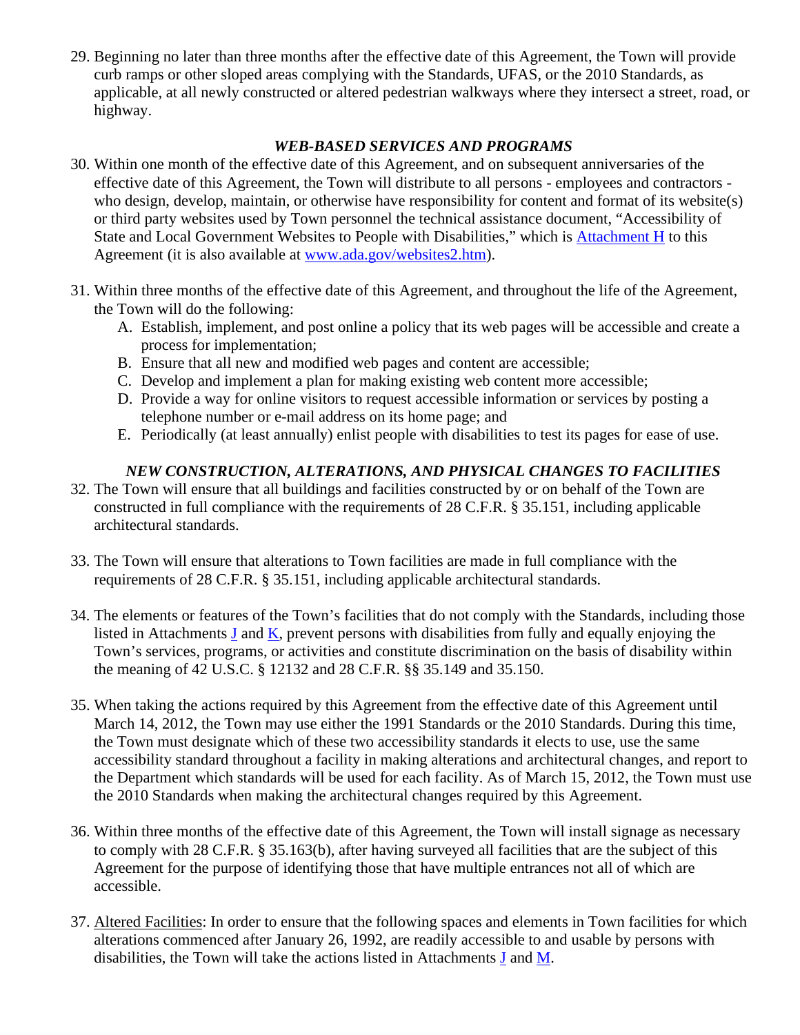29. Beginning no later than three months after the effective date of this Agreement, the Town will provide curb ramps or other sloped areas complying with the Standards, UFAS, or the 2010 Standards, as applicable, at all newly constructed or altered pedestrian walkways where they intersect a street, road, or highway.

### *WEB-BASED SERVICES AND PROGRAMS*

30. Within one month of the effective date of this Agreement, and on subsequent anniversaries of the effective date of this Agreement, the Town will distribute to all persons - employees and contractors - who design, develop, maintain, or otherwise have responsibility for content and format of its website(s) or third party websites used by Town personnel the technical assistance document, "Accessibility of State and Local Government Websites to People with Disabilities," which is Attachment H to this Agreement (it is also available at www.ada.gov/websites2.htm).

31. Within three months of the effective date of this Agreement, and throughout the life of the Agreement, the Town will do the following:
    A. Establish, implement, and post online a policy that its web pages will be accessible and create a process for implementation;
    B. Ensure that all new and modified web pages and content are accessible;
    C. Develop and implement a plan for making existing web content more accessible;
    D. Provide a way for online visitors to request accessible information or services by posting a telephone number or e-mail address on its home page; and
    E. Periodically (at least annually) enlist people with disabilities to test its pages for ease of use.

### *NEW CONSTRUCTION, ALTERATIONS, AND PHYSICAL CHANGES TO FACILITIES*

32. The Town will ensure that all buildings and facilities constructed by or on behalf of the Town are constructed in full compliance with the requirements of 28 C.F.R. § 35.151, including applicable architectural standards.

33. The Town will ensure that alterations to Town facilities are made in full compliance with the requirements of 28 C.F.R. § 35.151, including applicable architectural standards.

34. The elements or features of the Town's facilities that do not comply with the Standards, including those listed in Attachments J and K, prevent persons with disabilities from fully and equally enjoying the Town's services, programs, or activities and constitute discrimination on the basis of disability within the meaning of 42 U.S.C. § 12132 and 28 C.F.R. §§ 35.149 and 35.150.

35. When taking the actions required by this Agreement from the effective date of this Agreement until March 14, 2012, the Town may use either the 1991 Standards or the 2010 Standards. During this time, the Town must designate which of these two accessibility standards it elects to use, use the same accessibility standard throughout a facility in making alterations and architectural changes, and report to the Department which standards will be used for each facility. As of March 15, 2012, the Town must use the 2010 Standards when making the architectural changes required by this Agreement.

36. Within three months of the effective date of this Agreement, the Town will install signage as necessary to comply with 28 C.F.R. § 35.163(b), after having surveyed all facilities that are the subject of this Agreement for the purpose of identifying those that have multiple entrances not all of which are accessible.

37. Altered Facilities: In order to ensure that the following spaces and elements in Town facilities for which alterations commenced after January 26, 1992, are readily accessible to and usable by persons with disabilities, the Town will take the actions listed in Attachments J and M.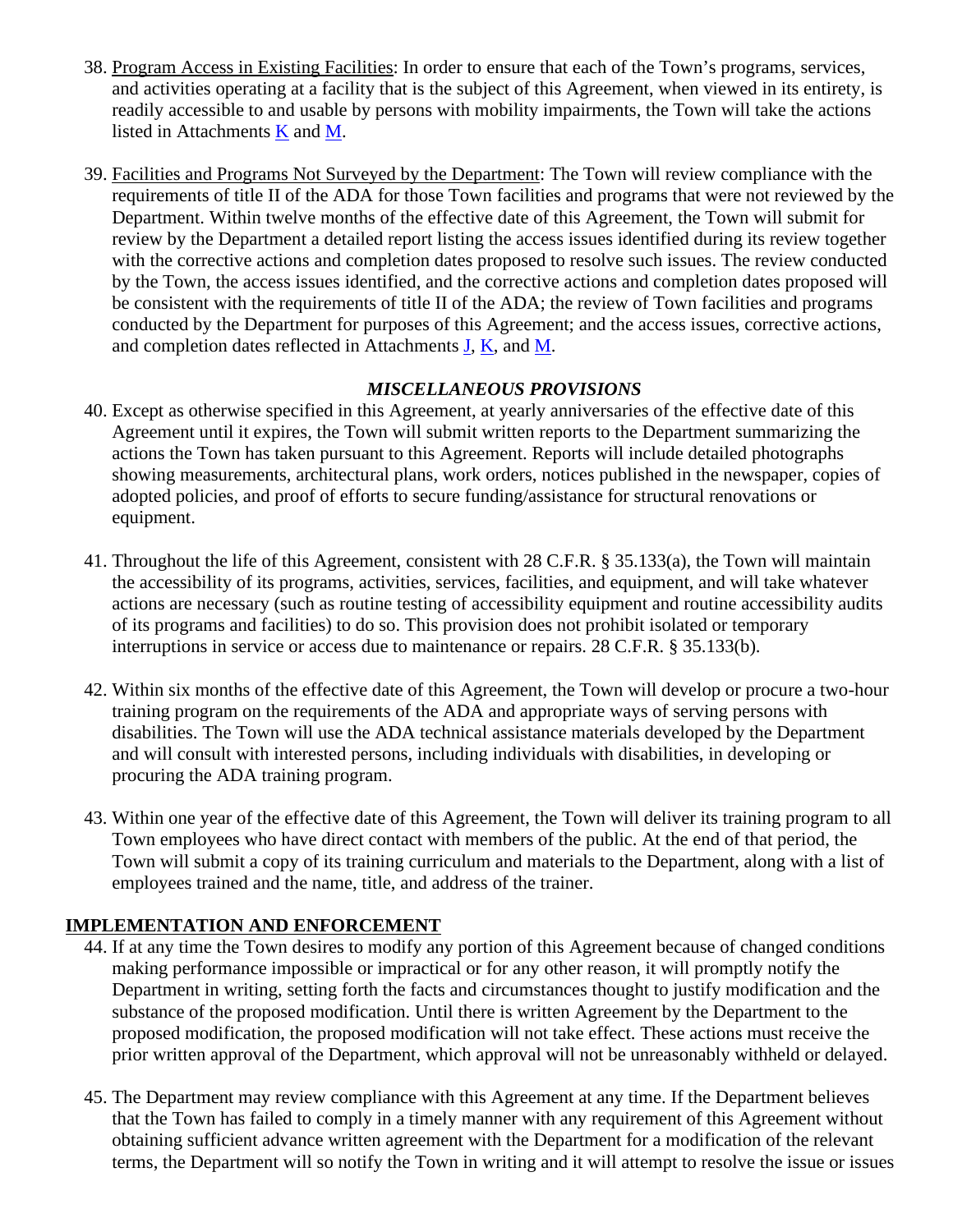38. Program Access in Existing Facilities: In order to ensure that each of the Town's programs, services, and activities operating at a facility that is the subject of this Agreement, when viewed in its entirety, is readily accessible to and usable by persons with mobility impairments, the Town will take the actions listed in Attachments K and M.

39. Facilities and Programs Not Surveyed by the Department: The Town will review compliance with the requirements of title II of the ADA for those Town facilities and programs that were not reviewed by the Department. Within twelve months of the effective date of this Agreement, the Town will submit for review by the Department a detailed report listing the access issues identified during its review together with the corrective actions and completion dates proposed to resolve such issues. The review conducted by the Town, the access issues identified, and the corrective actions and completion dates proposed will be consistent with the requirements of title II of the ADA; the review of Town facilities and programs conducted by the Department for purposes of this Agreement; and the access issues, corrective actions, and completion dates reflected in Attachments J, K, and M.

### *MISCELLANEOUS PROVISIONS*

40. Except as otherwise specified in this Agreement, at yearly anniversaries of the effective date of this Agreement until it expires, the Town will submit written reports to the Department summarizing the actions the Town has taken pursuant to this Agreement. Reports will include detailed photographs showing measurements, architectural plans, work orders, notices published in the newspaper, copies of adopted policies, and proof of efforts to secure funding/assistance for structural renovations or equipment.

41. Throughout the life of this Agreement, consistent with 28 C.F.R. § 35.133(a), the Town will maintain the accessibility of its programs, activities, services, facilities, and equipment, and will take whatever actions are necessary (such as routine testing of accessibility equipment and routine accessibility audits of its programs and facilities) to do so. This provision does not prohibit isolated or temporary interruptions in service or access due to maintenance or repairs. 28 C.F.R. § 35.133(b).

42. Within six months of the effective date of this Agreement, the Town will develop or procure a two-hour training program on the requirements of the ADA and appropriate ways of serving persons with disabilities. The Town will use the ADA technical assistance materials developed by the Department and will consult with interested persons, including individuals with disabilities, in developing or procuring the ADA training program.

43. Within one year of the effective date of this Agreement, the Town will deliver its training program to all Town employees who have direct contact with members of the public. At the end of that period, the Town will submit a copy of its training curriculum and materials to the Department, along with a list of employees trained and the name, title, and address of the trainer.

## IMPLEMENTATION AND ENFORCEMENT

44. If at any time the Town desires to modify any portion of this Agreement because of changed conditions making performance impossible or impractical or for any other reason, it will promptly notify the Department in writing, setting forth the facts and circumstances thought to justify modification and the substance of the proposed modification. Until there is written Agreement by the Department to the proposed modification, the proposed modification will not take effect. These actions must receive the prior written approval of the Department, which approval will not be unreasonably withheld or delayed.

45. The Department may review compliance with this Agreement at any time. If the Department believes that the Town has failed to comply in a timely manner with any requirement of this Agreement without obtaining sufficient advance written agreement with the Department for a modification of the relevant terms, the Department will so notify the Town in writing and it will attempt to resolve the issue or issues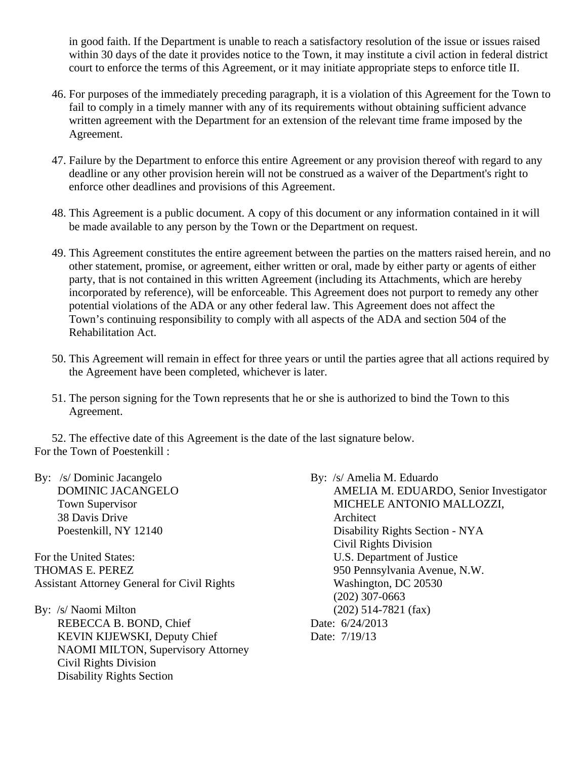in good faith. If the Department is unable to reach a satisfactory resolution of the issue or issues raised within 30 days of the date it provides notice to the Town, it may institute a civil action in federal district court to enforce the terms of this Agreement, or it may initiate appropriate steps to enforce title II.

46. For purposes of the immediately preceding paragraph, it is a violation of this Agreement for the Town to fail to comply in a timely manner with any of its requirements without obtaining sufficient advance written agreement with the Department for an extension of the relevant time frame imposed by the Agreement.

47. Failure by the Department to enforce this entire Agreement or any provision thereof with regard to any deadline or any other provision herein will not be construed as a waiver of the Department's right to enforce other deadlines and provisions of this Agreement.

48. This Agreement is a public document. A copy of this document or any information contained in it will be made available to any person by the Town or the Department on request.

49. This Agreement constitutes the entire agreement between the parties on the matters raised herein, and no other statement, promise, or agreement, either written or oral, made by either party or agents of either party, that is not contained in this written Agreement (including its Attachments, which are hereby incorporated by reference), will be enforceable. This Agreement does not purport to remedy any other potential violations of the ADA or any other federal law. This Agreement does not affect the Town's continuing responsibility to comply with all aspects of the ADA and section 504 of the Rehabilitation Act.

50. This Agreement will remain in effect for three years or until the parties agree that all actions required by the Agreement have been completed, whichever is later.

51. The person signing for the Town represents that he or she is authorized to bind the Town to this Agreement.

52. The effective date of this Agreement is the date of the last signature below.

For the Town of Poestenkill :

By: /s/ Dominic Jacangelo
DOMINIC JACANGELO
Town Supervisor
38 Davis Drive
Poestenkill, NY 12140

For the United States:
THOMAS E. PEREZ
Assistant Attorney General for Civil Rights

By: /s/ Naomi Milton
REBECCA B. BOND, Chief
KEVIN KIJEWSKI, Deputy Chief
NAOMI MILTON, Supervisory Attorney
Civil Rights Division
Disability Rights Section

By: /s/ Amelia M. Eduardo
AMELIA M. EDUARDO, Senior Investigator
MICHELE ANTONIO MALLOZZI, Architect
Disability Rights Section - NYA
Civil Rights Division
U.S. Department of Justice
950 Pennsylvania Avenue, N.W.
Washington, DC 20530
(202) 307-0663
(202) 514-7821 (fax)
Date: 6/24/2013
Date: 7/19/13